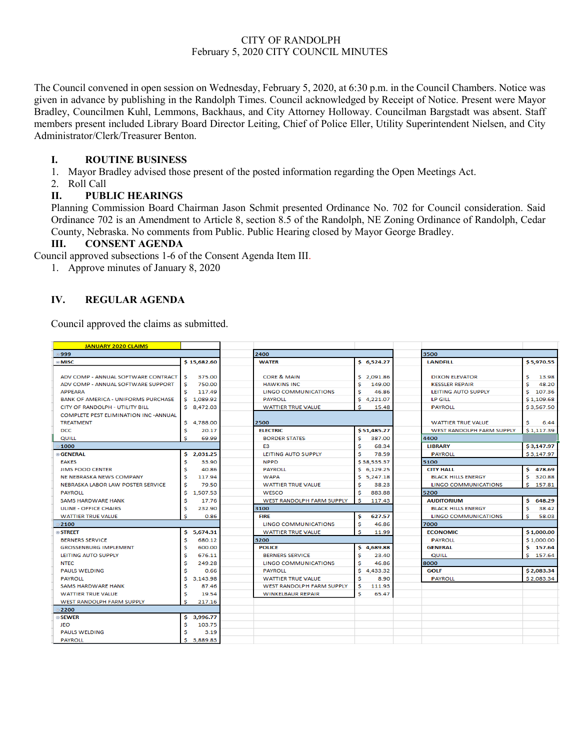CITY OF RANDOLPH
February 5, 2020 CITY COUNCIL MINUTES

The Council convened in open session on Wednesday, February 5, 2020, at 6:30 p.m. in the Council Chambers. Notice was given in advance by publishing in the Randolph Times. Council acknowledged by Receipt of Notice. Present were Mayor Bradley, Councilmen Kuhl, Lemmons, Backhaus, and City Attorney Holloway. Councilman Bargstadt was absent. Staff members present included Library Board Director Leiting, Chief of Police Eller, Utility Superintendent Nielsen, and City Administrator/Clerk/Treasurer Benton.

## I. ROUTINE BUSINESS

1. Mayor Bradley advised those present of the posted information regarding the Open Meetings Act.
2. Roll Call

## II. PUBLIC HEARINGS

Planning Commission Board Chairman Jason Schmit presented Ordinance No. 702 for Council consideration. Said Ordinance 702 is an Amendment to Article 8, section 8.5 of the Randolph, NE Zoning Ordinance of Randolph, Cedar County, Nebraska. No comments from Public. Public Hearing closed by Mayor George Bradley.

## III. CONSENT AGENDA

Council approved subsections 1-6 of the Consent Agenda Item III.

1. Approve minutes of January 8, 2020

## IV. REGULAR AGENDA

Council approved the claims as submitted.

| JANUARY 2020 CLAIMS | |
|---|---|
| **999** | |
| **MISC** | **$ 15,682.60** |
| ADV COMP - ANNUAL SOFTWARE CONTRACT | $ 375.00 |
| ADV COMP - ANNUAL SOFTWARE SUPPORT | $ 750.00 |
| APPEARA | $ 117.49 |
| BANK OF AMERICA - UNIFORMS PURCHASE | $ 1,089.92 |
| CITY OF RANDOLPH - UTILITY BILL | $ 8,472.03 |
| COMPLETE PEST ELIMINATION INC -ANNUAL TREATMENT | $ 4,788.00 |
| DCC | $ 20.17 |
| QUILL | $ 69.99 |
| **1000** | |
| **GENERAL** | **$ 2,031.25** |
| EAKES | $ 33.90 |
| JIMS FOOD CENTER | $ 40.86 |
| NE NEBRASKA NEWS COMPANY | $ 117.94 |
| NEBRASKA LABOR LAW POSTER SERVICE | $ 79.50 |
| PAYROLL | $ 1,507.53 |
| SAMS HARDWARE HANK | $ 17.76 |
| ULINE - OFFICE CHAIRS | $ 232.90 |
| WATTIER TRUE VALUE | $ 0.86 |
| **2100** | |
| **STREET** | **$ 5,674.31** |
| BERNERS SERVICE | $ 680.12 |
| GROSSENBURG IMPLEMENT | $ 600.00 |
| LEITING AUTO SUPPLY | $ 676.11 |
| NTEC | $ 249.28 |
| PAULS WELDING | $ 0.66 |
| PAYROLL | $ 3,143.98 |
| SAMS HARDWARE HANK | $ 87.46 |
| WATTIER TRUE VALUE | $ 19.54 |
| WEST RANDOLPH FARM SUPPLY | $ 217.16 |
| **2200** | |
| **SEWER** | **$ 3,996.77** |
| JEO | $ 103.75 |
| PAULS WELDING | $ 3.19 |
| PAYROLL | $ 3,889.83 |

| 2400 | |
|---|---|
| **WATER** | **$ 6,524.27** |
| CORE & MAIN | $ 2,091.86 |
| HAWKINS INC | $ 149.00 |
| LINGO COMMUNICATIONS | $ 46.86 |
| PAYROLL | $ 4,221.07 |
| WATTIER TRUE VALUE | $ 15.48 |
| **2500** | |
| **ELECTRIC** | **$ 51,485.27** |
| BORDER STATES | $ 387.00 |
| E3 | $ 68.34 |
| LEITING AUTO SUPPLY | $ 78.59 |
| NPPD | $ 38,535.37 |
| PAYROLL | $ 6,129.25 |
| WAPA | $ 5,247.18 |
| WATTIER TRUE VALUE | $ 38.23 |
| WESCO | $ 883.88 |
| WEST RANDOLPH FARM SUPPLY | $ 117.43 |
| **3100** | |
| **FIRE** | **$ 627.57** |
| LINGO COMMUNICATIONS | $ 46.86 |
| WATTIER TRUE VALUE | $ 11.99 |
| **3200** | |
| **POLICE** | **$ 4,689.88** |
| BERNERS SERVICE | $ 23.40 |
| LINGO COMMUNICATIONS | $ 46.86 |
| PAYROLL | $ 4,433.32 |
| WATTIER TRUE VALUE | $ 8.90 |
| WEST RANDOLPH FARM SUPPLY | $ 111.93 |
| WINKELBAUR REPAIR | $ 65.47 |

| 3500 | |
|---|---|
| **LANDFILL** | **$ 5,970.55** |
| DIXON ELEVATOR | $ 13.98 |
| KESSLER REPAIR | $ 48.20 |
| LEITING AUTO SUPPLY | $ 107.36 |
| LP GILL | $ 1,109.68 |
| PAYROLL | $ 3,567.50 |
| WATTIER TRUE VALUE | $ 6.44 |
| WEST RANDOLPH FARM SUPPLY | $ 1,117.39 |
| **4400** | |
| **LIBRARY** | **$ 3,147.97** |
| PAYROLL | $ 3,147.97 |
| **5100** | |
| **CITY HALL** | **$ 478.69** |
| BLACK HILLS ENERGY | $ 320.88 |
| LINGO COMMUNICATIONS | $ 157.81 |
| **5200** | |
| **AUDITORIUM** | **$ 648.29** |
| BLACK HILLS ENERGY | $ 38.42 |
| LINGO COMMUNICATIONS | $ 58.03 |
| **7000** | |
| **ECONOMIC** | **$ 1,000.00** |
| PAYROLL | $ 1,000.00 |
| **GENERAL** | **$ 157.64** |
| QUILL | $ 157.64 |
| **8000** | |
| **GOLF** | **$ 2,083.34** |
| PAYROLL | $ 2,083.34 |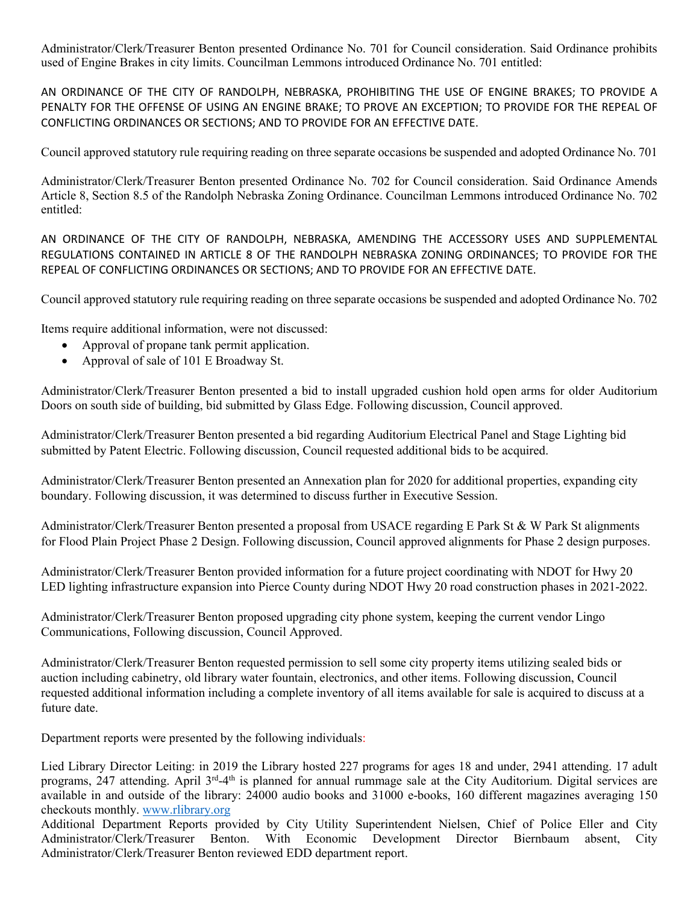Administrator/Clerk/Treasurer Benton presented Ordinance No. 701 for Council consideration. Said Ordinance prohibits used of Engine Brakes in city limits. Councilman Lemmons introduced Ordinance No. 701 entitled:

AN ORDINANCE OF THE CITY OF RANDOLPH, NEBRASKA, PROHIBITING THE USE OF ENGINE BRAKES; TO PROVIDE A PENALTY FOR THE OFFENSE OF USING AN ENGINE BRAKE; TO PROVE AN EXCEPTION; TO PROVIDE FOR THE REPEAL OF CONFLICTING ORDINANCES OR SECTIONS; AND TO PROVIDE FOR AN EFFECTIVE DATE.

Council approved statutory rule requiring reading on three separate occasions be suspended and adopted Ordinance No. 701

Administrator/Clerk/Treasurer Benton presented Ordinance No. 702 for Council consideration. Said Ordinance Amends Article 8, Section 8.5 of the Randolph Nebraska Zoning Ordinance. Councilman Lemmons introduced Ordinance No. 702 entitled:

AN ORDINANCE OF THE CITY OF RANDOLPH, NEBRASKA, AMENDING THE ACCESSORY USES AND SUPPLEMENTAL REGULATIONS CONTAINED IN ARTICLE 8 OF THE RANDOLPH NEBRASKA ZONING ORDINANCES; TO PROVIDE FOR THE REPEAL OF CONFLICTING ORDINANCES OR SECTIONS; AND TO PROVIDE FOR AN EFFECTIVE DATE.

Council approved statutory rule requiring reading on three separate occasions be suspended and adopted Ordinance No. 702

Items require additional information, were not discussed:

- Approval of propane tank permit application.
- Approval of sale of 101 E Broadway St.

Administrator/Clerk/Treasurer Benton presented a bid to install upgraded cushion hold open arms for older Auditorium Doors on south side of building, bid submitted by Glass Edge. Following discussion, Council approved.

Administrator/Clerk/Treasurer Benton presented a bid regarding Auditorium Electrical Panel and Stage Lighting bid submitted by Patent Electric. Following discussion, Council requested additional bids to be acquired.

Administrator/Clerk/Treasurer Benton presented an Annexation plan for 2020 for additional properties, expanding city boundary. Following discussion, it was determined to discuss further in Executive Session.

Administrator/Clerk/Treasurer Benton presented a proposal from USACE regarding E Park St & W Park St alignments for Flood Plain Project Phase 2 Design. Following discussion, Council approved alignments for Phase 2 design purposes.

Administrator/Clerk/Treasurer Benton provided information for a future project coordinating with NDOT for Hwy 20 LED lighting infrastructure expansion into Pierce County during NDOT Hwy 20 road construction phases in 2021-2022.

Administrator/Clerk/Treasurer Benton proposed upgrading city phone system, keeping the current vendor Lingo Communications, Following discussion, Council Approved.

Administrator/Clerk/Treasurer Benton requested permission to sell some city property items utilizing sealed bids or auction including cabinetry, old library water fountain, electronics, and other items. Following discussion, Council requested additional information including a complete inventory of all items available for sale is acquired to discuss at a future date.

Department reports were presented by the following individuals:

Lied Library Director Leiting: in 2019 the Library hosted 227 programs for ages 18 and under, 2941 attending. 17 adult programs, 247 attending. April 3rd-4th is planned for annual rummage sale at the City Auditorium. Digital services are available in and outside of the library: 24000 audio books and 31000 e-books, 160 different magazines averaging 150 checkouts monthly. www.rlibrary.org

Additional Department Reports provided by City Utility Superintendent Nielsen, Chief of Police Eller and City Administrator/Clerk/Treasurer Benton. With Economic Development Director Biernbaum absent, City Administrator/Clerk/Treasurer Benton reviewed EDD department report.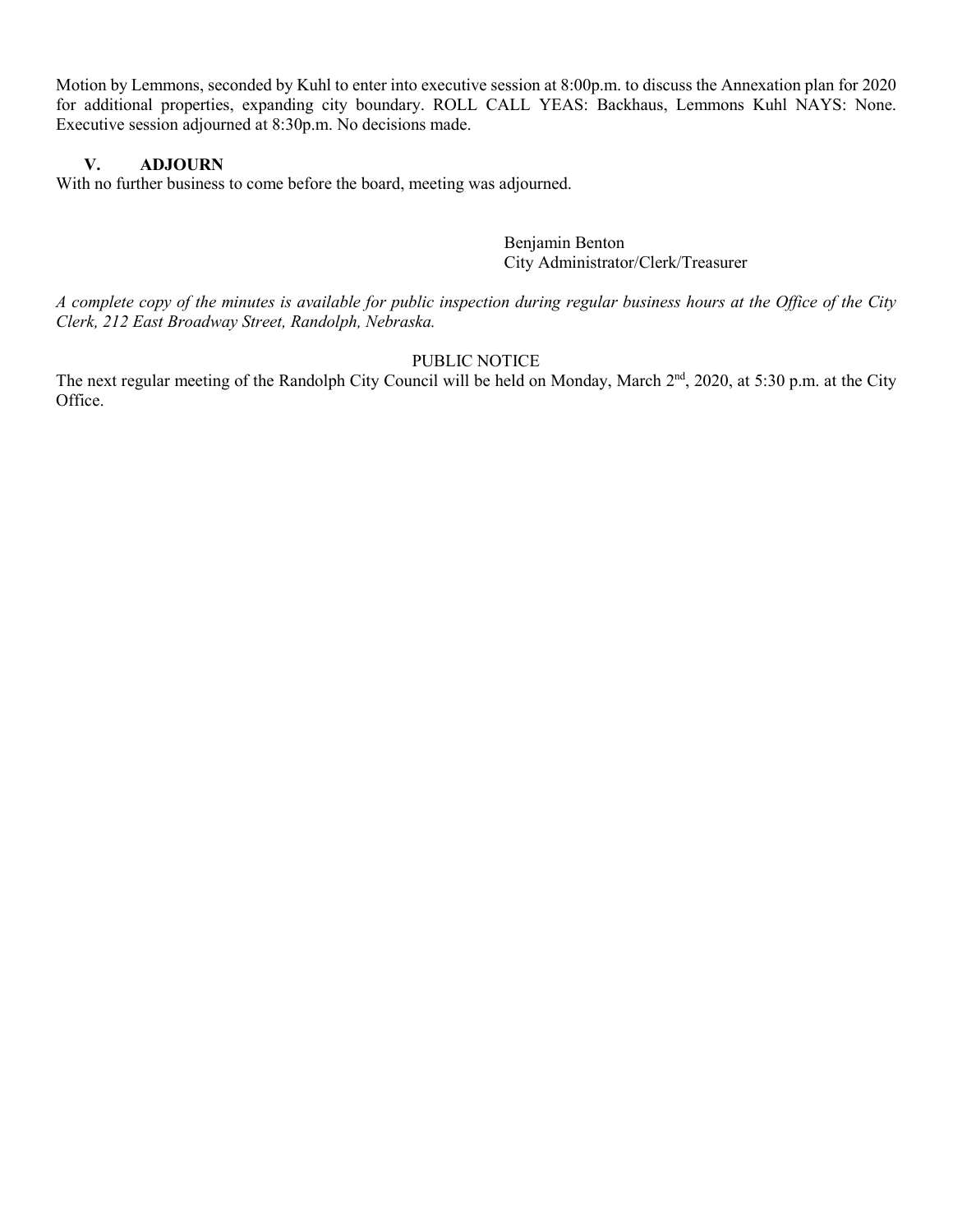Motion by Lemmons, seconded by Kuhl to enter into executive session at 8:00p.m. to discuss the Annexation plan for 2020 for additional properties, expanding city boundary. ROLL CALL YEAS: Backhaus, Lemmons Kuhl NAYS: None. Executive session adjourned at 8:30p.m. No decisions made.

## V. ADJOURN

With no further business to come before the board, meeting was adjourned.

Benjamin Benton
City Administrator/Clerk/Treasurer

*A complete copy of the minutes is available for public inspection during regular business hours at the Office of the City Clerk, 212 East Broadway Street, Randolph, Nebraska.*

PUBLIC NOTICE

The next regular meeting of the Randolph City Council will be held on Monday, March 2nd, 2020, at 5:30 p.m. at the City Office.